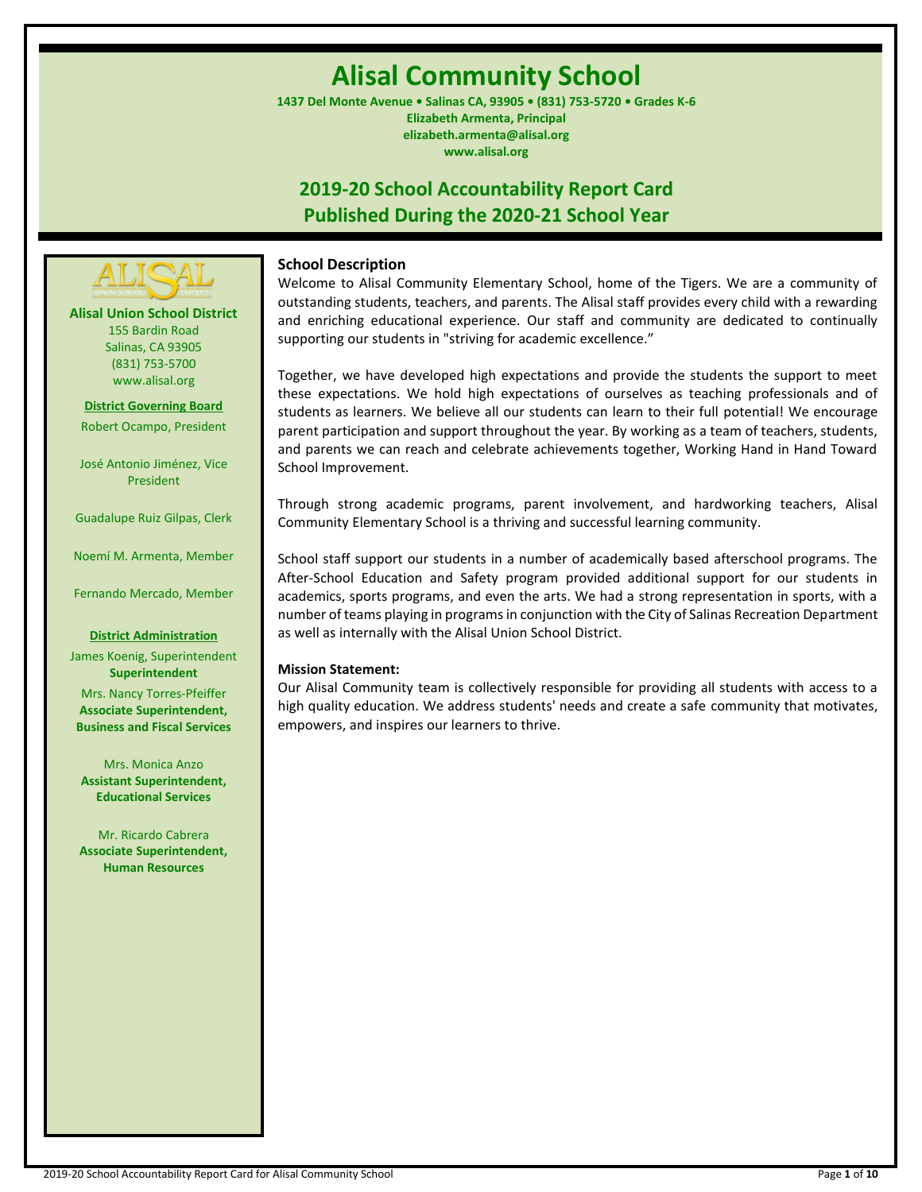# Alisal Community School

**1437 Del Monte Avenue • Salinas CA, 93905 • (831) 753-5720 • Grades K-6**
**Elizabeth Armenta, Principal**
**elizabeth.armenta@alisal.org**
**www.alisal.org**

## 2019-20 School Accountability Report Card
## Published During the 2020-21 School Year

**Alisal Union School District**
155 Bardin Road
Salinas, CA 93905
(831) 753-5700
www.alisal.org

**District Governing Board**

Robert Ocampo, President

José Antonio Jiménez, Vice President

Guadalupe Ruiz Gilpas, Clerk

Noemí M. Armenta, Member

Fernando Mercado, Member

**District Administration**

James Koenig, Superintendent
**Superintendent**

Mrs. Nancy Torres-Pfeiffer
**Associate Superintendent, Business and Fiscal Services**

Mrs. Monica Anzo
**Assistant Superintendent, Educational Services**

Mr. Ricardo Cabrera
**Associate Superintendent, Human Resources**

### School Description

Welcome to Alisal Community Elementary School, home of the Tigers. We are a community of outstanding students, teachers, and parents. The Alisal staff provides every child with a rewarding and enriching educational experience. Our staff and community are dedicated to continually supporting our students in "striving for academic excellence."

Together, we have developed high expectations and provide the students the support to meet these expectations. We hold high expectations of ourselves as teaching professionals and of students as learners. We believe all our students can learn to their full potential! We encourage parent participation and support throughout the year. By working as a team of teachers, students, and parents we can reach and celebrate achievements together, Working Hand in Hand Toward School Improvement.

Through strong academic programs, parent involvement, and hardworking teachers, Alisal Community Elementary School is a thriving and successful learning community.

School staff support our students in a number of academically based afterschool programs. The After-School Education and Safety program provided additional support for our students in academics, sports programs, and even the arts. We had a strong representation in sports, with a number of teams playing in programs in conjunction with the City of Salinas Recreation Department as well as internally with the Alisal Union School District.

**Mission Statement:**

Our Alisal Community team is collectively responsible for providing all students with access to a high quality education. We address students' needs and create a safe community that motivates, empowers, and inspires our learners to thrive.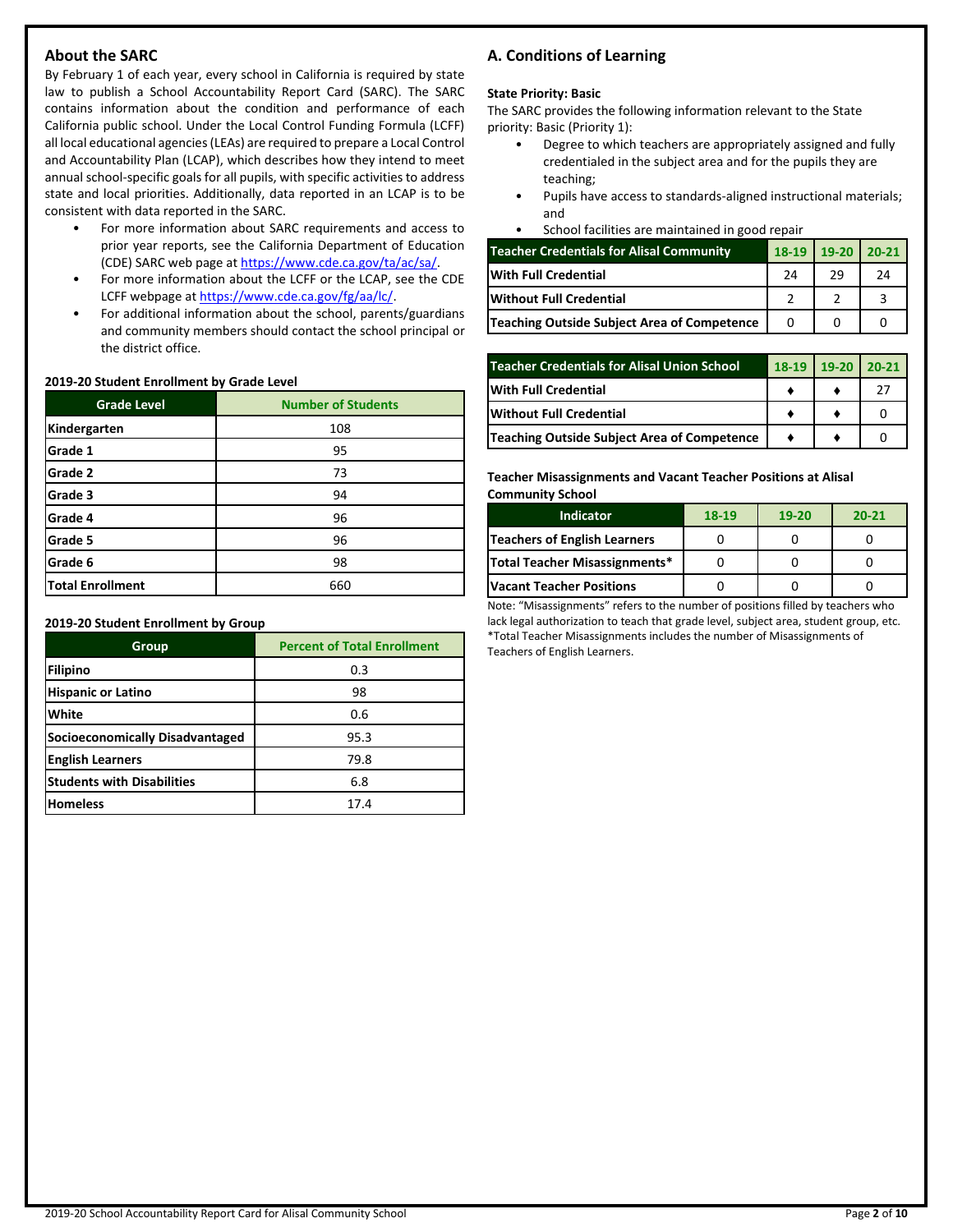## About the SARC

By February 1 of each year, every school in California is required by state law to publish a School Accountability Report Card (SARC). The SARC contains information about the condition and performance of each California public school. Under the Local Control Funding Formula (LCFF) all local educational agencies (LEAs) are required to prepare a Local Control and Accountability Plan (LCAP), which describes how they intend to meet annual school-specific goals for all pupils, with specific activities to address state and local priorities. Additionally, data reported in an LCAP is to be consistent with data reported in the SARC.

- For more information about SARC requirements and access to prior year reports, see the California Department of Education (CDE) SARC web page at https://www.cde.ca.gov/ta/ac/sa/.
- For more information about the LCFF or the LCAP, see the CDE LCFF webpage at https://www.cde.ca.gov/fg/aa/lc/.
- For additional information about the school, parents/guardians and community members should contact the school principal or the district office.

**2019-20 Student Enrollment by Grade Level**

| Grade Level | Number of Students |
|---|---|
| Kindergarten | 108 |
| Grade 1 | 95 |
| Grade 2 | 73 |
| Grade 3 | 94 |
| Grade 4 | 96 |
| Grade 5 | 96 |
| Grade 6 | 98 |
| Total Enrollment | 660 |

**2019-20 Student Enrollment by Group**

| Group | Percent of Total Enrollment |
|---|---|
| Filipino | 0.3 |
| Hispanic or Latino | 98 |
| White | 0.6 |
| Socioeconomically Disadvantaged | 95.3 |
| English Learners | 79.8 |
| Students with Disabilities | 6.8 |
| Homeless | 17.4 |

## A. Conditions of Learning

**State Priority: Basic**

The SARC provides the following information relevant to the State priority: Basic (Priority 1):

- Degree to which teachers are appropriately assigned and fully credentialed in the subject area and for the pupils they are teaching;
- Pupils have access to standards-aligned instructional materials; and
- School facilities are maintained in good repair

| Teacher Credentials for Alisal Community | 18-19 | 19-20 | 20-21 |
|---|---|---|---|
| With Full Credential | 24 | 29 | 24 |
| Without Full Credential | 2 | 2 | 3 |
| Teaching Outside Subject Area of Competence | 0 | 0 | 0 |

| Teacher Credentials for Alisal Union School | 18-19 | 19-20 | 20-21 |
|---|---|---|---|
| With Full Credential | ♦ | ♦ | 27 |
| Without Full Credential | ♦ | ♦ | 0 |
| Teaching Outside Subject Area of Competence | ♦ | ♦ | 0 |

**Teacher Misassignments and Vacant Teacher Positions at Alisal Community School**

| Indicator | 18-19 | 19-20 | 20-21 |
|---|---|---|---|
| Teachers of English Learners | 0 | 0 | 0 |
| Total Teacher Misassignments* | 0 | 0 | 0 |
| Vacant Teacher Positions | 0 | 0 | 0 |

Note: "Misassignments" refers to the number of positions filled by teachers who lack legal authorization to teach that grade level, subject area, student group, etc.
*Total Teacher Misassignments includes the number of Misassignments of Teachers of English Learners.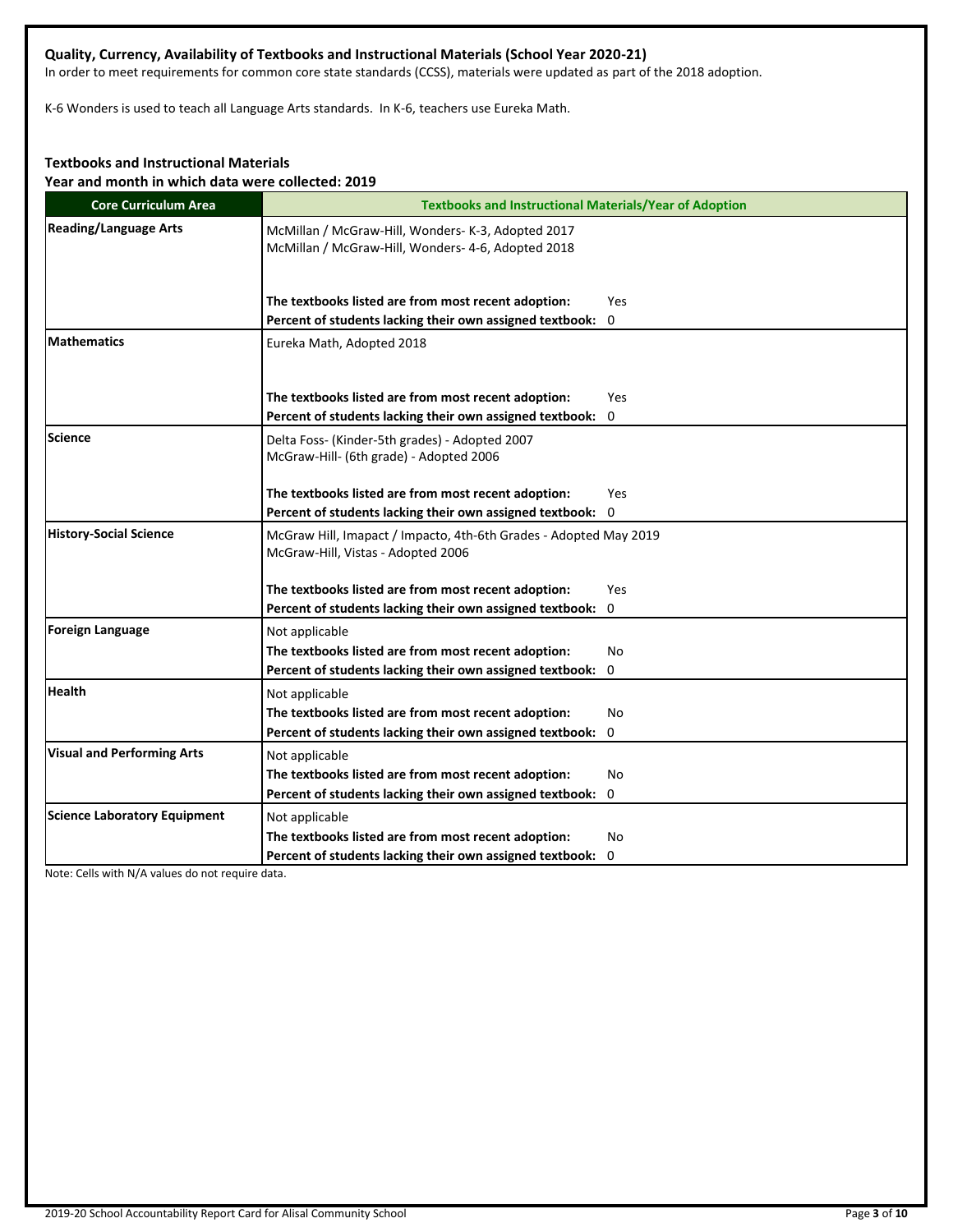**Quality, Currency, Availability of Textbooks and Instructional Materials (School Year 2020-21)**

In order to meet requirements for common core state standards (CCSS), materials were updated as part of the 2018 adoption.

K-6 Wonders is used to teach all Language Arts standards. In K-6, teachers use Eureka Math.

**Textbooks and Instructional Materials**

**Year and month in which data were collected: 2019**

| Core Curriculum Area | Textbooks and Instructional Materials/Year of Adoption |
|---|---|
| **Reading/Language Arts** | McMillan / McGraw-Hill, Wonders- K-3, Adopted 2017<br>McMillan / McGraw-Hill, Wonders- 4-6, Adopted 2018<br><br>**The textbooks listed are from most recent adoption:** Yes<br>**Percent of students lacking their own assigned textbook:** 0 |
| **Mathematics** | Eureka Math, Adopted 2018<br><br>**The textbooks listed are from most recent adoption:** Yes<br>**Percent of students lacking their own assigned textbook:** 0 |
| **Science** | Delta Foss- (Kinder-5th grades) - Adopted 2007<br>McGraw-Hill- (6th grade) - Adopted 2006<br><br>**The textbooks listed are from most recent adoption:** Yes<br>**Percent of students lacking their own assigned textbook:** 0 |
| **History-Social Science** | McGraw Hill, Imapact / Impacto, 4th-6th Grades - Adopted May 2019<br>McGraw-Hill, Vistas - Adopted 2006<br><br>**The textbooks listed are from most recent adoption:** Yes<br>**Percent of students lacking their own assigned textbook:** 0 |
| **Foreign Language** | Not applicable<br>**The textbooks listed are from most recent adoption:** No<br>**Percent of students lacking their own assigned textbook:** 0 |
| **Health** | Not applicable<br>**The textbooks listed are from most recent adoption:** No<br>**Percent of students lacking their own assigned textbook:** 0 |
| **Visual and Performing Arts** | Not applicable<br>**The textbooks listed are from most recent adoption:** No<br>**Percent of students lacking their own assigned textbook:** 0 |
| **Science Laboratory Equipment** | Not applicable<br>**The textbooks listed are from most recent adoption:** No<br>**Percent of students lacking their own assigned textbook:** 0 |

Note: Cells with N/A values do not require data.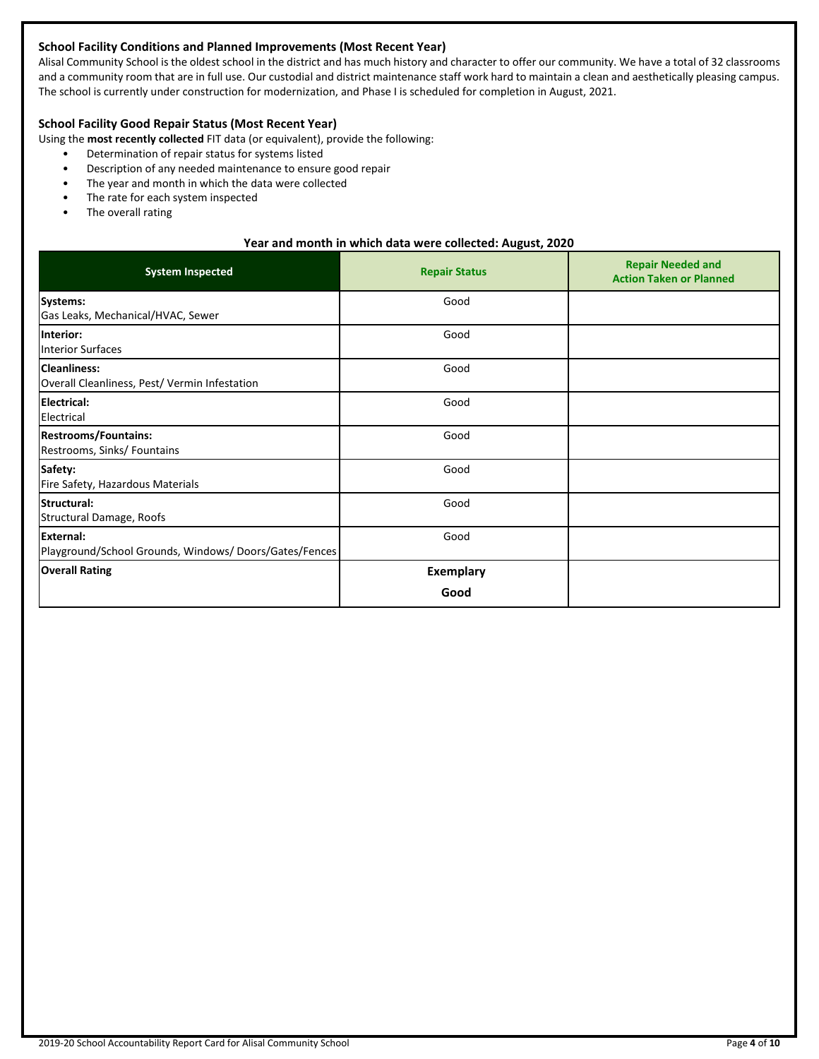### School Facility Conditions and Planned Improvements (Most Recent Year)

Alisal Community School is the oldest school in the district and has much history and character to offer our community. We have a total of 32 classrooms and a community room that are in full use. Our custodial and district maintenance staff work hard to maintain a clean and aesthetically pleasing campus. The school is currently under construction for modernization, and Phase I is scheduled for completion in August, 2021.

### School Facility Good Repair Status (Most Recent Year)

Using the **most recently collected** FIT data (or equivalent), provide the following:

- Determination of repair status for systems listed
- Description of any needed maintenance to ensure good repair
- The year and month in which the data were collected
- The rate for each system inspected
- The overall rating

**Year and month in which data were collected: August, 2020**

| System Inspected | Repair Status | Repair Needed and Action Taken or Planned |
|---|---|---|
| **Systems:** Gas Leaks, Mechanical/HVAC, Sewer | Good | |
| **Interior:** Interior Surfaces | Good | |
| **Cleanliness:** Overall Cleanliness, Pest/ Vermin Infestation | Good | |
| **Electrical:** Electrical | Good | |
| **Restrooms/Fountains:** Restrooms, Sinks/ Fountains | Good | |
| **Safety:** Fire Safety, Hazardous Materials | Good | |
| **Structural:** Structural Damage, Roofs | Good | |
| **External:** Playground/School Grounds, Windows/ Doors/Gates/Fences | Good | |
| **Overall Rating** | **Exemplary** **Good** | |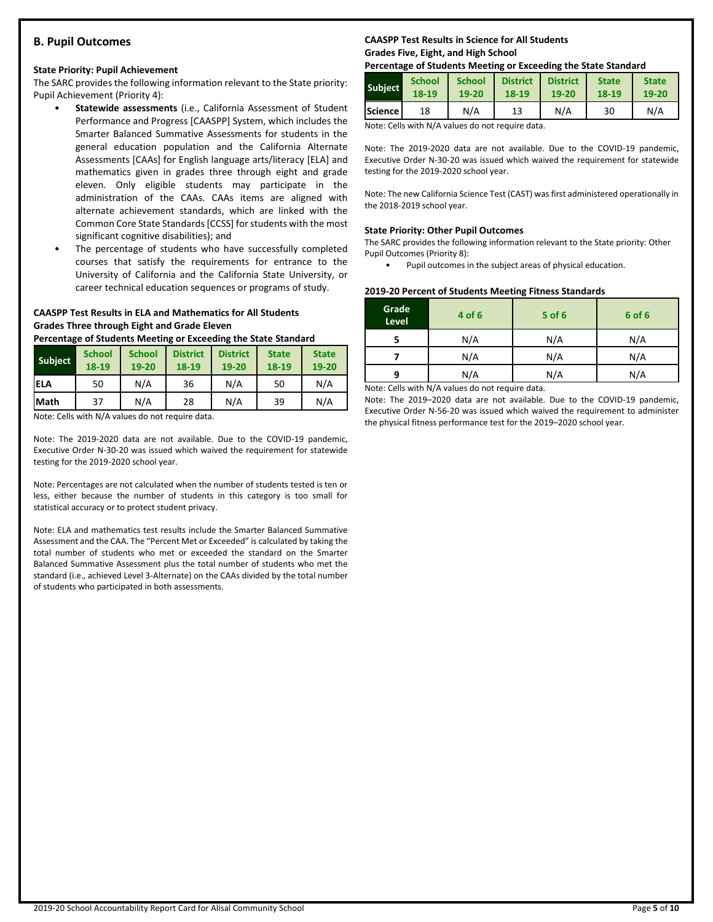## B. Pupil Outcomes

### State Priority: Pupil Achievement

The SARC provides the following information relevant to the State priority: Pupil Achievement (Priority 4):

- **Statewide assessments** (i.e., California Assessment of Student Performance and Progress [CAASPP] System, which includes the Smarter Balanced Summative Assessments for students in the general education population and the California Alternate Assessments [CAAs] for English language arts/literacy [ELA] and mathematics given in grades three through eight and grade eleven. Only eligible students may participate in the administration of the CAAs. CAAs items are aligned with alternate achievement standards, which are linked with the Common Core State Standards [CCSS] for students with the most significant cognitive disabilities); and
- The percentage of students who have successfully completed courses that satisfy the requirements for entrance to the University of California and the California State University, or career technical education sequences or programs of study.

**CAASPP Test Results in ELA and Mathematics for All Students**
**Grades Three through Eight and Grade Eleven**
**Percentage of Students Meeting or Exceeding the State Standard**

| Subject | School 18-19 | School 19-20 | District 18-19 | District 19-20 | State 18-19 | State 19-20 |
|---|---|---|---|---|---|---|
| ELA | 50 | N/A | 36 | N/A | 50 | N/A |
| Math | 37 | N/A | 28 | N/A | 39 | N/A |

Note: Cells with N/A values do not require data.

Note: The 2019-2020 data are not available. Due to the COVID-19 pandemic, Executive Order N-30-20 was issued which waived the requirement for statewide testing for the 2019-2020 school year.

Note: Percentages are not calculated when the number of students tested is ten or less, either because the number of students in this category is too small for statistical accuracy or to protect student privacy.

Note: ELA and mathematics test results include the Smarter Balanced Summative Assessment and the CAA. The "Percent Met or Exceeded" is calculated by taking the total number of students who met or exceeded the standard on the Smarter Balanced Summative Assessment plus the total number of students who met the standard (i.e., achieved Level 3-Alternate) on the CAAs divided by the total number of students who participated in both assessments.

**CAASPP Test Results in Science for All Students**
**Grades Five, Eight, and High School**
**Percentage of Students Meeting or Exceeding the State Standard**

| Subject | School 18-19 | School 19-20 | District 18-19 | District 19-20 | State 18-19 | State 19-20 |
|---|---|---|---|---|---|---|
| Science | 18 | N/A | 13 | N/A | 30 | N/A |

Note: Cells with N/A values do not require data.

Note: The 2019-2020 data are not available. Due to the COVID-19 pandemic, Executive Order N-30-20 was issued which waived the requirement for statewide testing for the 2019-2020 school year.

Note: The new California Science Test (CAST) was first administered operationally in the 2018-2019 school year.

### State Priority: Other Pupil Outcomes

The SARC provides the following information relevant to the State priority: Other Pupil Outcomes (Priority 8):

- Pupil outcomes in the subject areas of physical education.

**2019-20 Percent of Students Meeting Fitness Standards**

| Grade Level | 4 of 6 | 5 of 6 | 6 of 6 |
|---|---|---|---|
| 5 | N/A | N/A | N/A |
| 7 | N/A | N/A | N/A |
| 9 | N/A | N/A | N/A |

Note: Cells with N/A values do not require data.

Note: The 2019–2020 data are not available. Due to the COVID-19 pandemic, Executive Order N-56-20 was issued which waived the requirement to administer the physical fitness performance test for the 2019–2020 school year.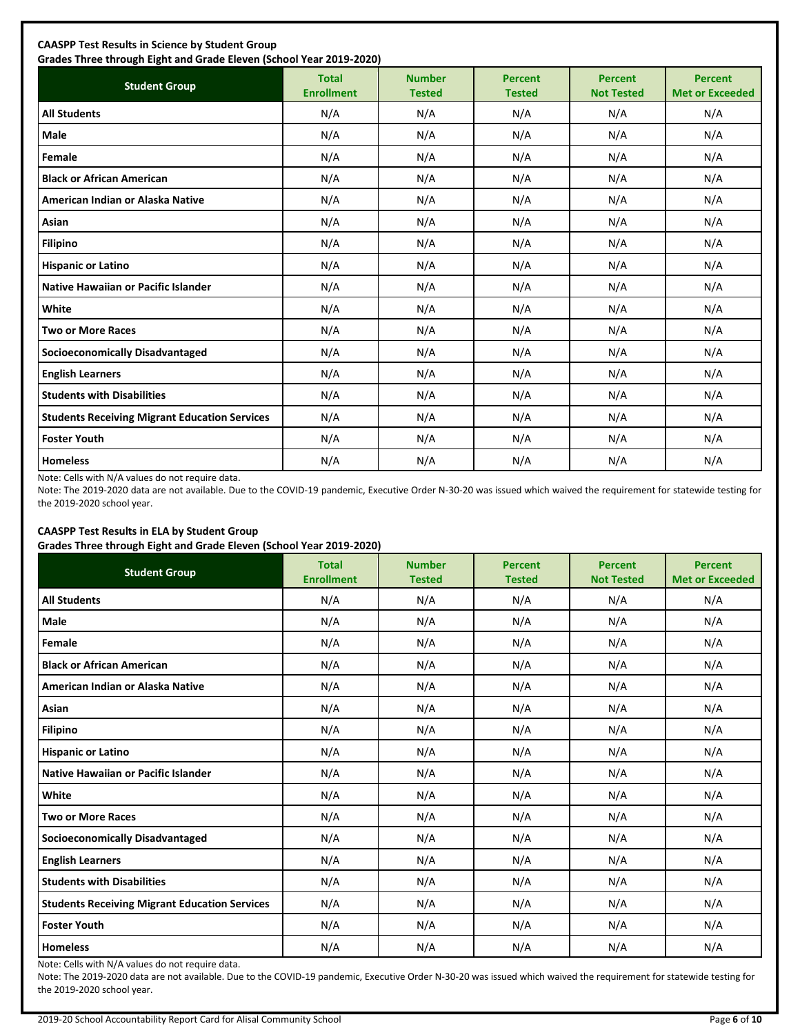**CAASPP Test Results in Science by Student Group**
**Grades Three through Eight and Grade Eleven (School Year 2019-2020)**

| Student Group | Total Enrollment | Number Tested | Percent Tested | Percent Not Tested | Percent Met or Exceeded |
|---|---|---|---|---|---|
| **All Students** | N/A | N/A | N/A | N/A | N/A |
| **Male** | N/A | N/A | N/A | N/A | N/A |
| **Female** | N/A | N/A | N/A | N/A | N/A |
| **Black or African American** | N/A | N/A | N/A | N/A | N/A |
| **American Indian or Alaska Native** | N/A | N/A | N/A | N/A | N/A |
| **Asian** | N/A | N/A | N/A | N/A | N/A |
| **Filipino** | N/A | N/A | N/A | N/A | N/A |
| **Hispanic or Latino** | N/A | N/A | N/A | N/A | N/A |
| **Native Hawaiian or Pacific Islander** | N/A | N/A | N/A | N/A | N/A |
| **White** | N/A | N/A | N/A | N/A | N/A |
| **Two or More Races** | N/A | N/A | N/A | N/A | N/A |
| **Socioeconomically Disadvantaged** | N/A | N/A | N/A | N/A | N/A |
| **English Learners** | N/A | N/A | N/A | N/A | N/A |
| **Students with Disabilities** | N/A | N/A | N/A | N/A | N/A |
| **Students Receiving Migrant Education Services** | N/A | N/A | N/A | N/A | N/A |
| **Foster Youth** | N/A | N/A | N/A | N/A | N/A |
| **Homeless** | N/A | N/A | N/A | N/A | N/A |

Note: Cells with N/A values do not require data.

Note: The 2019-2020 data are not available. Due to the COVID-19 pandemic, Executive Order N-30-20 was issued which waived the requirement for statewide testing for the 2019-2020 school year.

**CAASPP Test Results in ELA by Student Group**
**Grades Three through Eight and Grade Eleven (School Year 2019-2020)**

| Student Group | Total Enrollment | Number Tested | Percent Tested | Percent Not Tested | Percent Met or Exceeded |
|---|---|---|---|---|---|
| **All Students** | N/A | N/A | N/A | N/A | N/A |
| **Male** | N/A | N/A | N/A | N/A | N/A |
| **Female** | N/A | N/A | N/A | N/A | N/A |
| **Black or African American** | N/A | N/A | N/A | N/A | N/A |
| **American Indian or Alaska Native** | N/A | N/A | N/A | N/A | N/A |
| **Asian** | N/A | N/A | N/A | N/A | N/A |
| **Filipino** | N/A | N/A | N/A | N/A | N/A |
| **Hispanic or Latino** | N/A | N/A | N/A | N/A | N/A |
| **Native Hawaiian or Pacific Islander** | N/A | N/A | N/A | N/A | N/A |
| **White** | N/A | N/A | N/A | N/A | N/A |
| **Two or More Races** | N/A | N/A | N/A | N/A | N/A |
| **Socioeconomically Disadvantaged** | N/A | N/A | N/A | N/A | N/A |
| **English Learners** | N/A | N/A | N/A | N/A | N/A |
| **Students with Disabilities** | N/A | N/A | N/A | N/A | N/A |
| **Students Receiving Migrant Education Services** | N/A | N/A | N/A | N/A | N/A |
| **Foster Youth** | N/A | N/A | N/A | N/A | N/A |
| **Homeless** | N/A | N/A | N/A | N/A | N/A |

Note: Cells with N/A values do not require data.

Note: The 2019-2020 data are not available. Due to the COVID-19 pandemic, Executive Order N-30-20 was issued which waived the requirement for statewide testing for the 2019-2020 school year.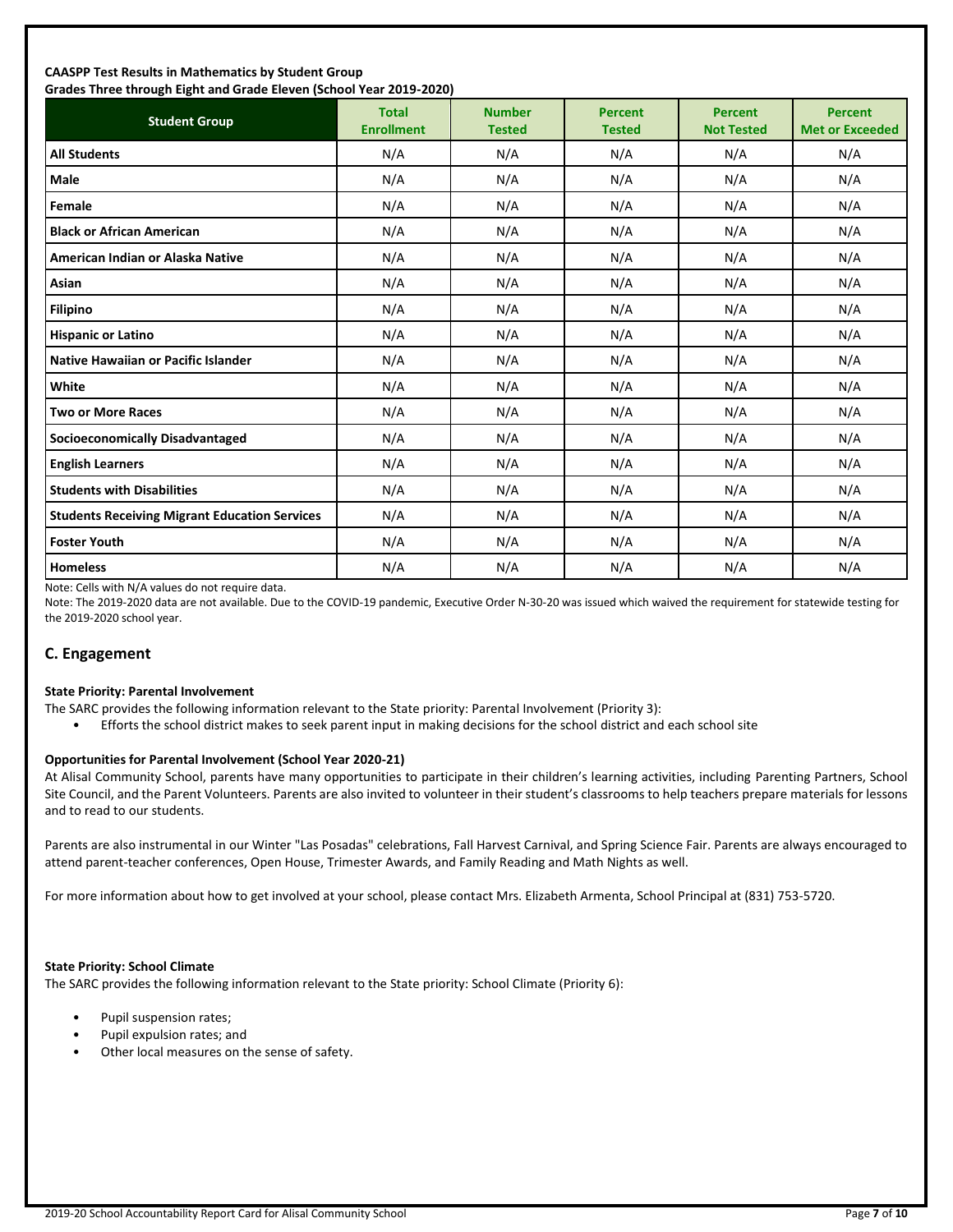**CAASPP Test Results in Mathematics by Student Group**
**Grades Three through Eight and Grade Eleven (School Year 2019-2020)**

| Student Group | Total Enrollment | Number Tested | Percent Tested | Percent Not Tested | Percent Met or Exceeded |
|---|---|---|---|---|---|
| **All Students** | N/A | N/A | N/A | N/A | N/A |
| **Male** | N/A | N/A | N/A | N/A | N/A |
| **Female** | N/A | N/A | N/A | N/A | N/A |
| **Black or African American** | N/A | N/A | N/A | N/A | N/A |
| **American Indian or Alaska Native** | N/A | N/A | N/A | N/A | N/A |
| **Asian** | N/A | N/A | N/A | N/A | N/A |
| **Filipino** | N/A | N/A | N/A | N/A | N/A |
| **Hispanic or Latino** | N/A | N/A | N/A | N/A | N/A |
| **Native Hawaiian or Pacific Islander** | N/A | N/A | N/A | N/A | N/A |
| **White** | N/A | N/A | N/A | N/A | N/A |
| **Two or More Races** | N/A | N/A | N/A | N/A | N/A |
| **Socioeconomically Disadvantaged** | N/A | N/A | N/A | N/A | N/A |
| **English Learners** | N/A | N/A | N/A | N/A | N/A |
| **Students with Disabilities** | N/A | N/A | N/A | N/A | N/A |
| **Students Receiving Migrant Education Services** | N/A | N/A | N/A | N/A | N/A |
| **Foster Youth** | N/A | N/A | N/A | N/A | N/A |
| **Homeless** | N/A | N/A | N/A | N/A | N/A |

Note: Cells with N/A values do not require data.

Note: The 2019-2020 data are not available. Due to the COVID-19 pandemic, Executive Order N-30-20 was issued which waived the requirement for statewide testing for the 2019-2020 school year.

## C. Engagement

**State Priority: Parental Involvement**

The SARC provides the following information relevant to the State priority: Parental Involvement (Priority 3):

- Efforts the school district makes to seek parent input in making decisions for the school district and each school site

**Opportunities for Parental Involvement (School Year 2020-21)**

At Alisal Community School, parents have many opportunities to participate in their children's learning activities, including Parenting Partners, School Site Council, and the Parent Volunteers. Parents are also invited to volunteer in their student's classrooms to help teachers prepare materials for lessons and to read to our students.

Parents are also instrumental in our Winter "Las Posadas" celebrations, Fall Harvest Carnival, and Spring Science Fair. Parents are always encouraged to attend parent-teacher conferences, Open House, Trimester Awards, and Family Reading and Math Nights as well.

For more information about how to get involved at your school, please contact Mrs. Elizabeth Armenta, School Principal at (831) 753-5720.

**State Priority: School Climate**

The SARC provides the following information relevant to the State priority: School Climate (Priority 6):

- Pupil suspension rates;
- Pupil expulsion rates; and
- Other local measures on the sense of safety.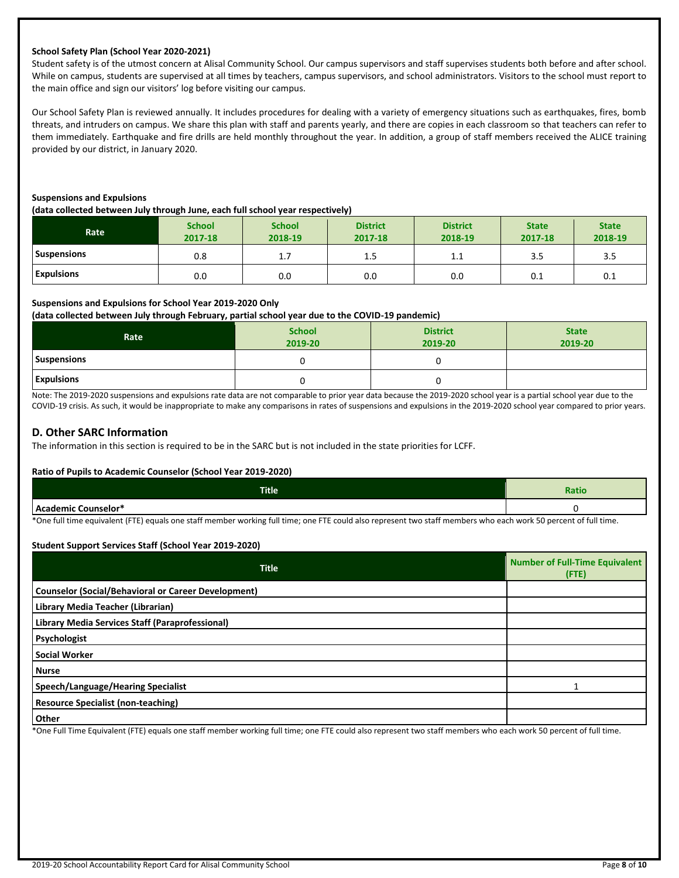**School Safety Plan (School Year 2020-2021)**

Student safety is of the utmost concern at Alisal Community School. Our campus supervisors and staff supervises students both before and after school. While on campus, students are supervised at all times by teachers, campus supervisors, and school administrators. Visitors to the school must report to the main office and sign our visitors' log before visiting our campus.

Our School Safety Plan is reviewed annually. It includes procedures for dealing with a variety of emergency situations such as earthquakes, fires, bomb threats, and intruders on campus. We share this plan with staff and parents yearly, and there are copies in each classroom so that teachers can refer to them immediately. Earthquake and fire drills are held monthly throughout the year. In addition, a group of staff members received the ALICE training provided by our district, in January 2020.

**Suspensions and Expulsions**
**(data collected between July through June, each full school year respectively)**

| Rate | School 2017-18 | School 2018-19 | District 2017-18 | District 2018-19 | State 2017-18 | State 2018-19 |
|---|---|---|---|---|---|---|
| Suspensions | 0.8 | 1.7 | 1.5 | 1.1 | 3.5 | 3.5 |
| Expulsions | 0.0 | 0.0 | 0.0 | 0.0 | 0.1 | 0.1 |

**Suspensions and Expulsions for School Year 2019-2020 Only**
**(data collected between July through February, partial school year due to the COVID-19 pandemic)**

| Rate | School 2019-20 | District 2019-20 | State 2019-20 |
|---|---|---|---|
| Suspensions | 0 | 0 | |
| Expulsions | 0 | 0 | |

Note: The 2019-2020 suspensions and expulsions rate data are not comparable to prior year data because the 2019-2020 school year is a partial school year due to the COVID-19 crisis. As such, it would be inappropriate to make any comparisons in rates of suspensions and expulsions in the 2019-2020 school year compared to prior years.

## D. Other SARC Information

The information in this section is required to be in the SARC but is not included in the state priorities for LCFF.

**Ratio of Pupils to Academic Counselor (School Year 2019-2020)**

| Title | Ratio |
|---|---|
| Academic Counselor* | 0 |

*One full time equivalent (FTE) equals one staff member working full time; one FTE could also represent two staff members who each work 50 percent of full time.

**Student Support Services Staff (School Year 2019-2020)**

| Title | Number of Full-Time Equivalent (FTE) |
|---|---|
| Counselor (Social/Behavioral or Career Development) | |
| Library Media Teacher (Librarian) | |
| Library Media Services Staff (Paraprofessional) | |
| Psychologist | |
| Social Worker | |
| Nurse | |
| Speech/Language/Hearing Specialist | 1 |
| Resource Specialist (non-teaching) | |
| Other | |

*One Full Time Equivalent (FTE) equals one staff member working full time; one FTE could also represent two staff members who each work 50 percent of full time.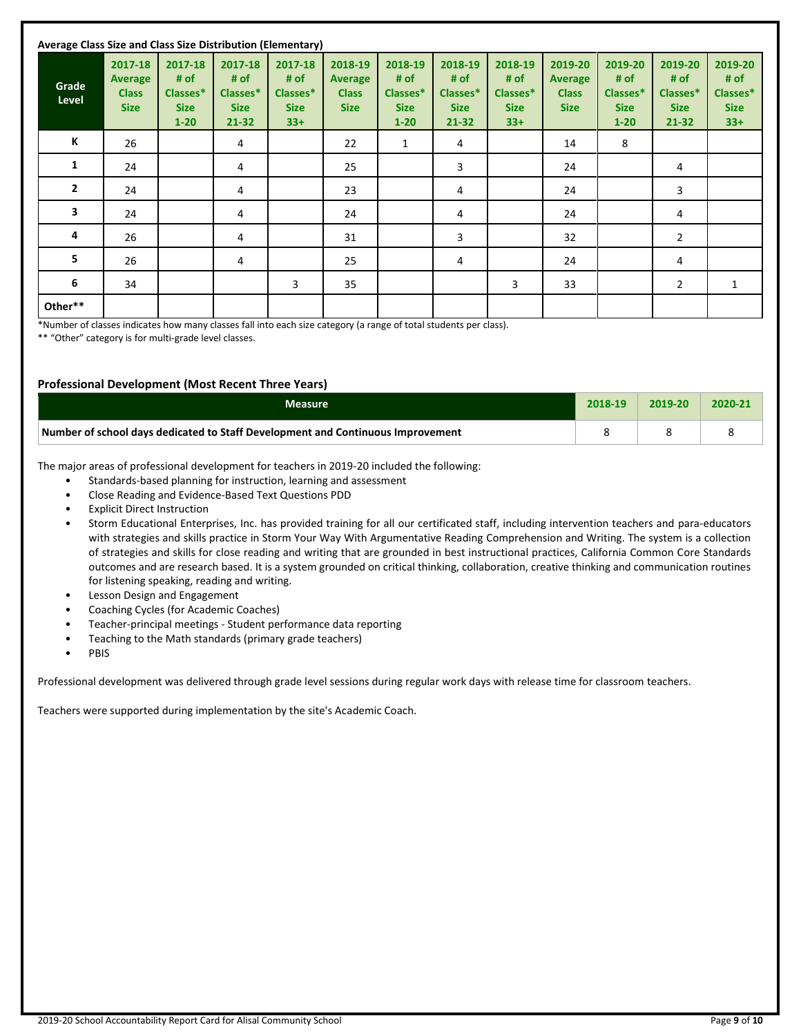**Average Class Size and Class Size Distribution (Elementary)**

| Grade Level | 2017-18 Average Class Size | 2017-18 # of Classes* Size 1-20 | 2017-18 # of Classes* Size 21-32 | 2017-18 # of Classes* Size 33+ | 2018-19 Average Class Size | 2018-19 # of Classes* Size 1-20 | 2018-19 # of Classes* Size 21-32 | 2018-19 # of Classes* Size 33+ | 2019-20 Average Class Size | 2019-20 # of Classes* Size 1-20 | 2019-20 # of Classes* Size 21-32 | 2019-20 # of Classes* Size 33+ |
|---|---|---|---|---|---|---|---|---|---|---|---|---|
| K | 26 | | 4 | | 22 | 1 | 4 | | 14 | 8 | | |
| 1 | 24 | | 4 | | 25 | | 3 | | 24 | | 4 | |
| 2 | 24 | | 4 | | 23 | | 4 | | 24 | | 3 | |
| 3 | 24 | | 4 | | 24 | | 4 | | 24 | | 4 | |
| 4 | 26 | | 4 | | 31 | | 3 | | 32 | | 2 | |
| 5 | 26 | | 4 | | 25 | | 4 | | 24 | | 4 | |
| 6 | 34 | | | 3 | 35 | | | 3 | 33 | | 2 | 1 |
| Other** | | | | | | | | | | | | |

*Number of classes indicates how many classes fall into each size category (a range of total students per class).

** "Other" category is for multi-grade level classes.

## Professional Development (Most Recent Three Years)

| Measure | 2018-19 | 2019-20 | 2020-21 |
|---|---|---|---|
| Number of school days dedicated to Staff Development and Continuous Improvement | 8 | 8 | 8 |

The major areas of professional development for teachers in 2019-20 included the following:

- Standards-based planning for instruction, learning and assessment
- Close Reading and Evidence-Based Text Questions PDD
- Explicit Direct Instruction
- Storm Educational Enterprises, Inc. has provided training for all our certificated staff, including intervention teachers and para-educators with strategies and skills practice in Storm Your Way With Argumentative Reading Comprehension and Writing. The system is a collection of strategies and skills for close reading and writing that are grounded in best instructional practices, California Common Core Standards outcomes and are research based. It is a system grounded on critical thinking, collaboration, creative thinking and communication routines for listening speaking, reading and writing.
- Lesson Design and Engagement
- Coaching Cycles (for Academic Coaches)
- Teacher-principal meetings - Student performance data reporting
- Teaching to the Math standards (primary grade teachers)
- PBIS

Professional development was delivered through grade level sessions during regular work days with release time for classroom teachers.

Teachers were supported during implementation by the site's Academic Coach.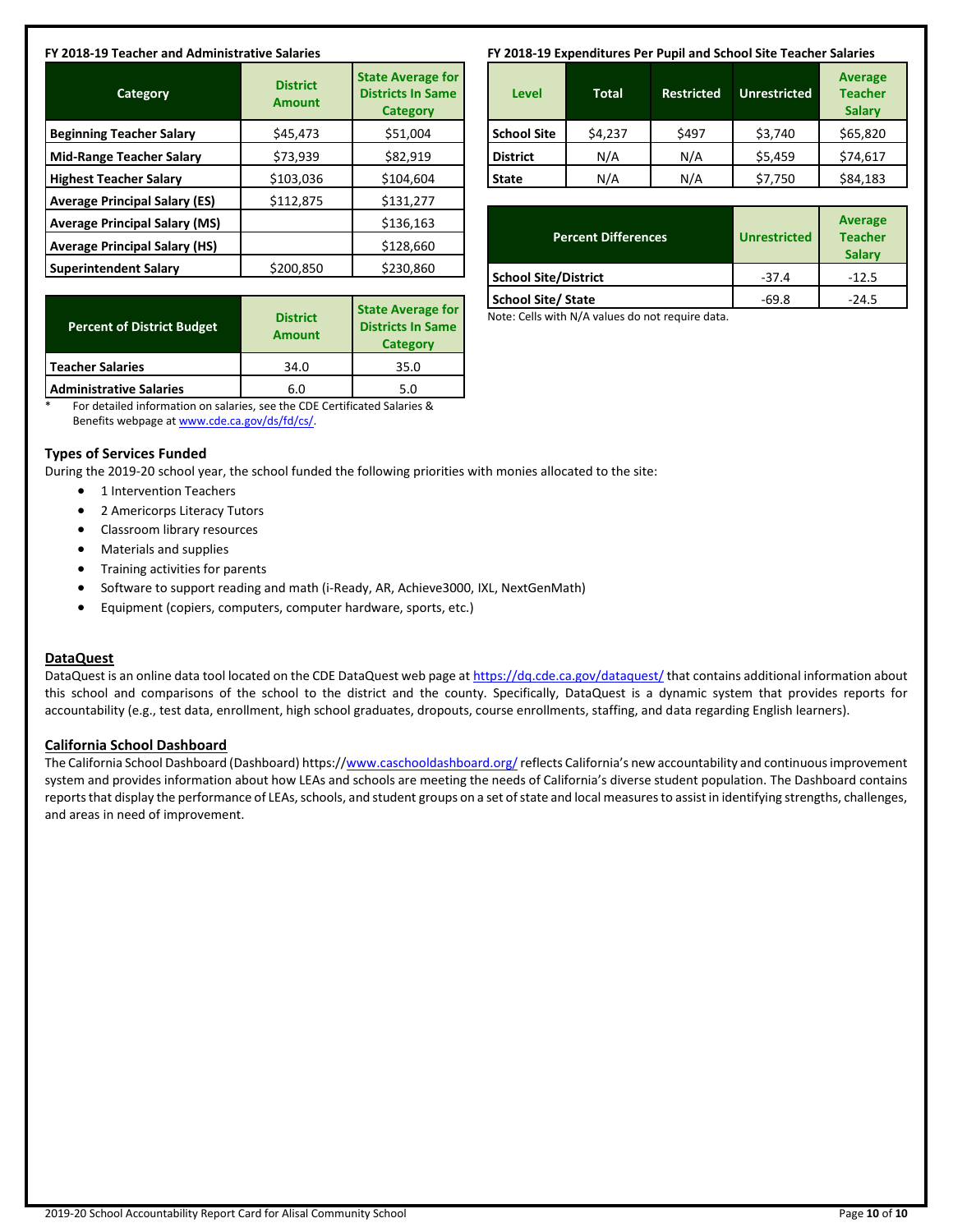**FY 2018-19 Teacher and Administrative Salaries**

| Category | District Amount | State Average for Districts In Same Category |
|---|---|---|
| Beginning Teacher Salary | $45,473 | $51,004 |
| Mid-Range Teacher Salary | $73,939 | $82,919 |
| Highest Teacher Salary | $103,036 | $104,604 |
| Average Principal Salary (ES) | $112,875 | $131,277 |
| Average Principal Salary (MS) | | $136,163 |
| Average Principal Salary (HS) | | $128,660 |
| Superintendent Salary | $200,850 | $230,860 |

| Percent of District Budget | District Amount | State Average for Districts In Same Category |
|---|---|---|
| Teacher Salaries | 34.0 | 35.0 |
| Administrative Salaries | 6.0 | 5.0 |

\* For detailed information on salaries, see the CDE Certificated Salaries & Benefits webpage at www.cde.ca.gov/ds/fd/cs/.

**FY 2018-19 Expenditures Per Pupil and School Site Teacher Salaries**

| Level | Total | Restricted | Unrestricted | Average Teacher Salary |
|---|---|---|---|---|
| School Site | $4,237 | $497 | $3,740 | $65,820 |
| District | N/A | N/A | $5,459 | $74,617 |
| State | N/A | N/A | $7,750 | $84,183 |

| Percent Differences | Unrestricted | Average Teacher Salary |
|---|---|---|
| School Site/District | -37.4 | -12.5 |
| School Site/ State | -69.8 | -24.5 |

Note: Cells with N/A values do not require data.

### Types of Services Funded

During the 2019-20 school year, the school funded the following priorities with monies allocated to the site:

- 1 Intervention Teachers
- 2 Americorps Literacy Tutors
- Classroom library resources
- Materials and supplies
- Training activities for parents
- Software to support reading and math (i-Ready, AR, Achieve3000, IXL, NextGenMath)
- Equipment (copiers, computers, computer hardware, sports, etc.)

### DataQuest

DataQuest is an online data tool located on the CDE DataQuest web page at https://dq.cde.ca.gov/dataquest/ that contains additional information about this school and comparisons of the school to the district and the county. Specifically, DataQuest is a dynamic system that provides reports for accountability (e.g., test data, enrollment, high school graduates, dropouts, course enrollments, staffing, and data regarding English learners).

### California School Dashboard

The California School Dashboard (Dashboard) https://www.caschooldashboard.org/ reflects California's new accountability and continuous improvement system and provides information about how LEAs and schools are meeting the needs of California's diverse student population. The Dashboard contains reports that display the performance of LEAs, schools, and student groups on a set of state and local measures to assist in identifying strengths, challenges, and areas in need of improvement.